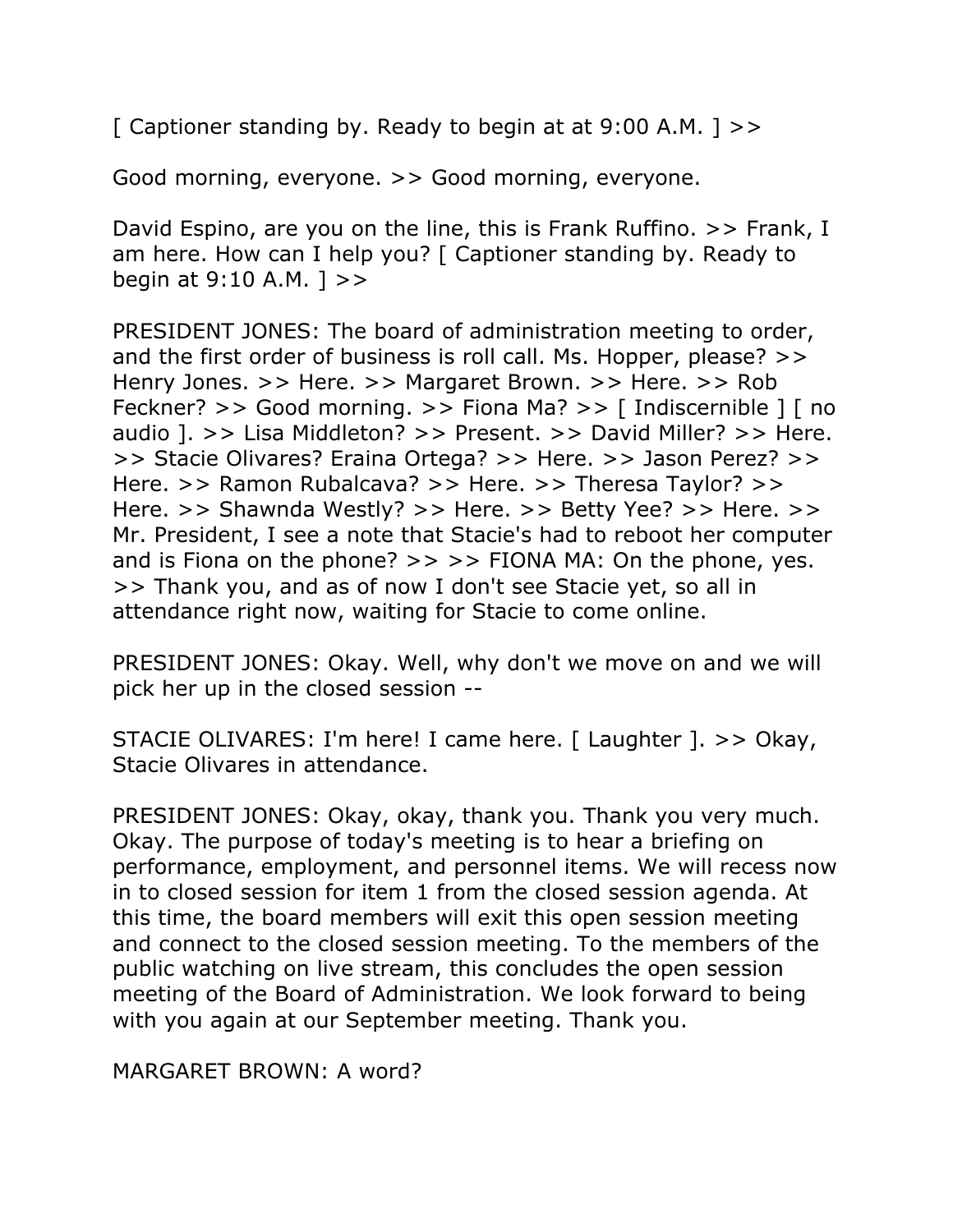[ Captioner standing by. Ready to begin at at 9:00 A.M. ] >>

Good morning, everyone. >> Good morning, everyone.

David Espino, are you on the line, this is Frank Ruffino. >> Frank, I am here. How can I help you? [ Captioner standing by. Ready to begin at 9:10 A.M. ] >>

PRESIDENT JONES: The board of administration meeting to order, and the first order of business is roll call. Ms. Hopper, please? >> Henry Jones. >> Here. >> Margaret Brown. >> Here. >> Rob Feckner? >> Good morning. >> Fiona Ma? >> [ Indiscernible ] [ no audio ]. >> Lisa Middleton? >> Present. >> David Miller? >> Here. >> Stacie Olivares? Eraina Ortega? >> Here. >> Jason Perez? >> Here. >> Ramon Rubalcava? >> Here. >> Theresa Taylor? >> Here. >> Shawnda Westly? >> Here. >> Betty Yee? >> Here. >> Mr. President, I see a note that Stacie's had to reboot her computer and is Fiona on the phone? >> >> FIONA MA: On the phone, yes. >> Thank you, and as of now I don't see Stacie yet, so all in attendance right now, waiting for Stacie to come online.

PRESIDENT JONES: Okay. Well, why don't we move on and we will pick her up in the closed session --

STACIE OLIVARES: I'm here! I came here. [ Laughter ]. >> Okay, Stacie Olivares in attendance.

PRESIDENT JONES: Okay, okay, thank you. Thank you very much. Okay. The purpose of today's meeting is to hear a briefing on performance, employment, and personnel items. We will recess now in to closed session for item 1 from the closed session agenda. At this time, the board members will exit this open session meeting and connect to the closed session meeting. To the members of the public watching on live stream, this concludes the open session meeting of the Board of Administration. We look forward to being with you again at our September meeting. Thank you.

MARGARET BROWN: A word?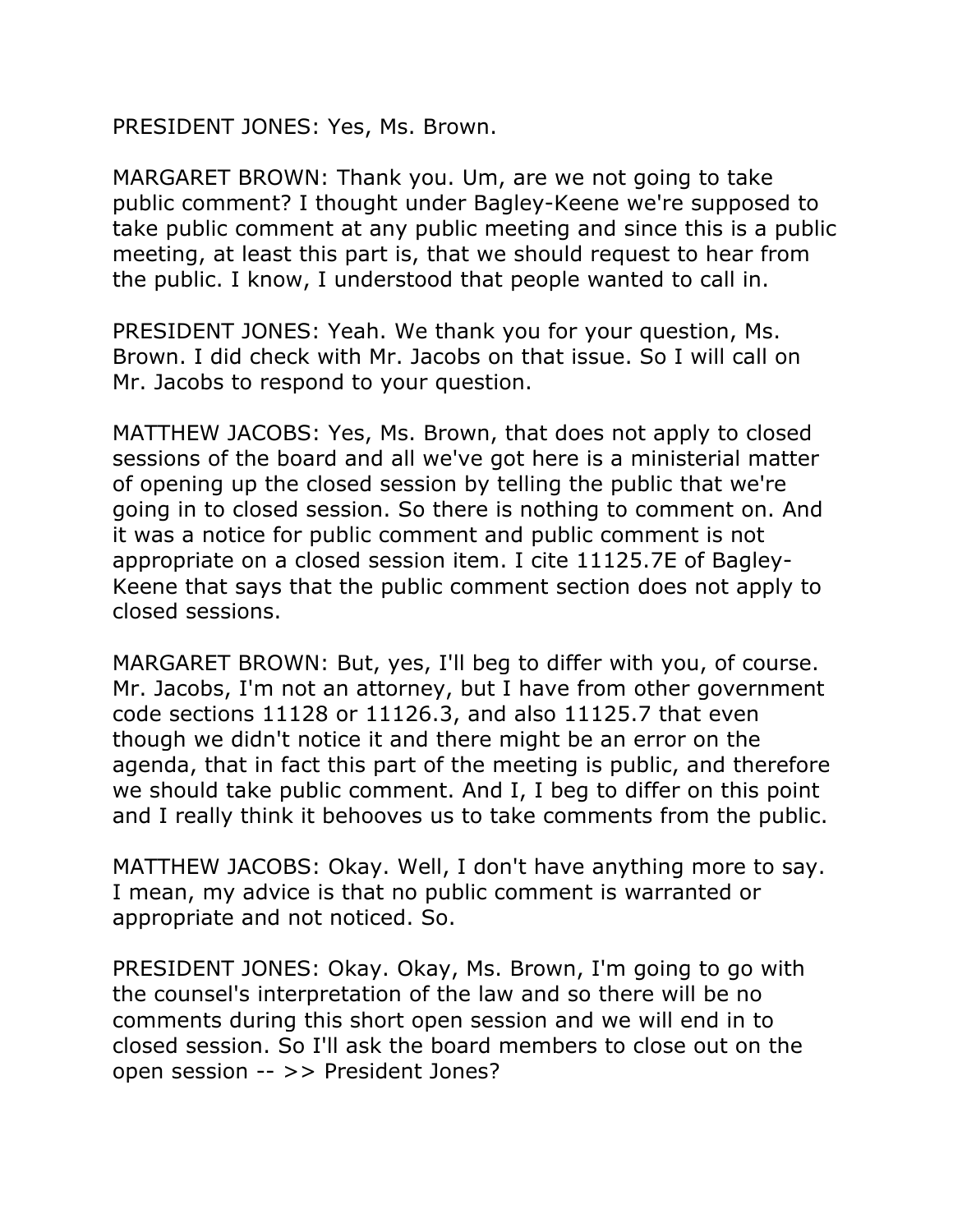PRESIDENT JONES: Yes, Ms. Brown.

MARGARET BROWN: Thank you. Um, are we not going to take public comment? I thought under Bagley-Keene we're supposed to take public comment at any public meeting and since this is a public meeting, at least this part is, that we should request to hear from the public. I know, I understood that people wanted to call in.

PRESIDENT JONES: Yeah. We thank you for your question, Ms. Brown. I did check with Mr. Jacobs on that issue. So I will call on Mr. Jacobs to respond to your question.

MATTHEW JACOBS: Yes, Ms. Brown, that does not apply to closed sessions of the board and all we've got here is a ministerial matter of opening up the closed session by telling the public that we're going in to closed session. So there is nothing to comment on. And it was a notice for public comment and public comment is not appropriate on a closed session item. I cite 11125.7E of Bagley-Keene that says that the public comment section does not apply to closed sessions.

MARGARET BROWN: But, yes, I'll beg to differ with you, of course. Mr. Jacobs, I'm not an attorney, but I have from other government code sections 11128 or 11126.3, and also 11125.7 that even though we didn't notice it and there might be an error on the agenda, that in fact this part of the meeting is public, and therefore we should take public comment. And I, I beg to differ on this point and I really think it behooves us to take comments from the public.

MATTHEW JACOBS: Okay. Well, I don't have anything more to say. I mean, my advice is that no public comment is warranted or appropriate and not noticed. So.

PRESIDENT JONES: Okay. Okay, Ms. Brown, I'm going to go with the counsel's interpretation of the law and so there will be no comments during this short open session and we will end in to closed session. So I'll ask the board members to close out on the open session -- >> President Jones?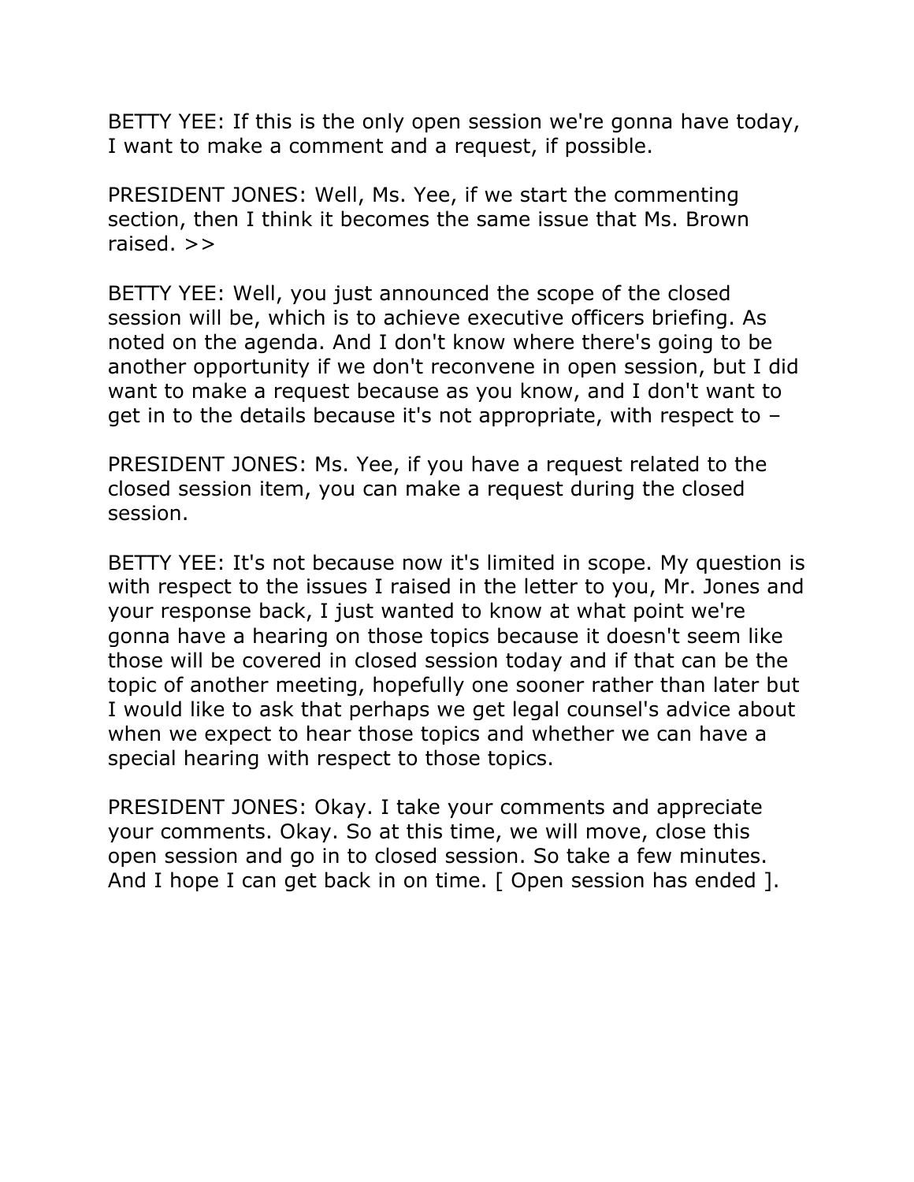BETTY YEE: If this is the only open session we're gonna have today, I want to make a comment and a request, if possible.

PRESIDENT JONES: Well, Ms. Yee, if we start the commenting section, then I think it becomes the same issue that Ms. Brown raised. >>

BETTY YEE: Well, you just announced the scope of the closed session will be, which is to achieve executive officers briefing. As noted on the agenda. And I don't know where there's going to be another opportunity if we don't reconvene in open session, but I did want to make a request because as you know, and I don't want to get in to the details because it's not appropriate, with respect to –

PRESIDENT JONES: Ms. Yee, if you have a request related to the closed session item, you can make a request during the closed session.

BETTY YEE: It's not because now it's limited in scope. My question is with respect to the issues I raised in the letter to you, Mr. Jones and your response back, I just wanted to know at what point we're gonna have a hearing on those topics because it doesn't seem like those will be covered in closed session today and if that can be the topic of another meeting, hopefully one sooner rather than later but I would like to ask that perhaps we get legal counsel's advice about when we expect to hear those topics and whether we can have a special hearing with respect to those topics.

PRESIDENT JONES: Okay. I take your comments and appreciate your comments. Okay. So at this time, we will move, close this open session and go in to closed session. So take a few minutes. And I hope I can get back in on time. [ Open session has ended ].